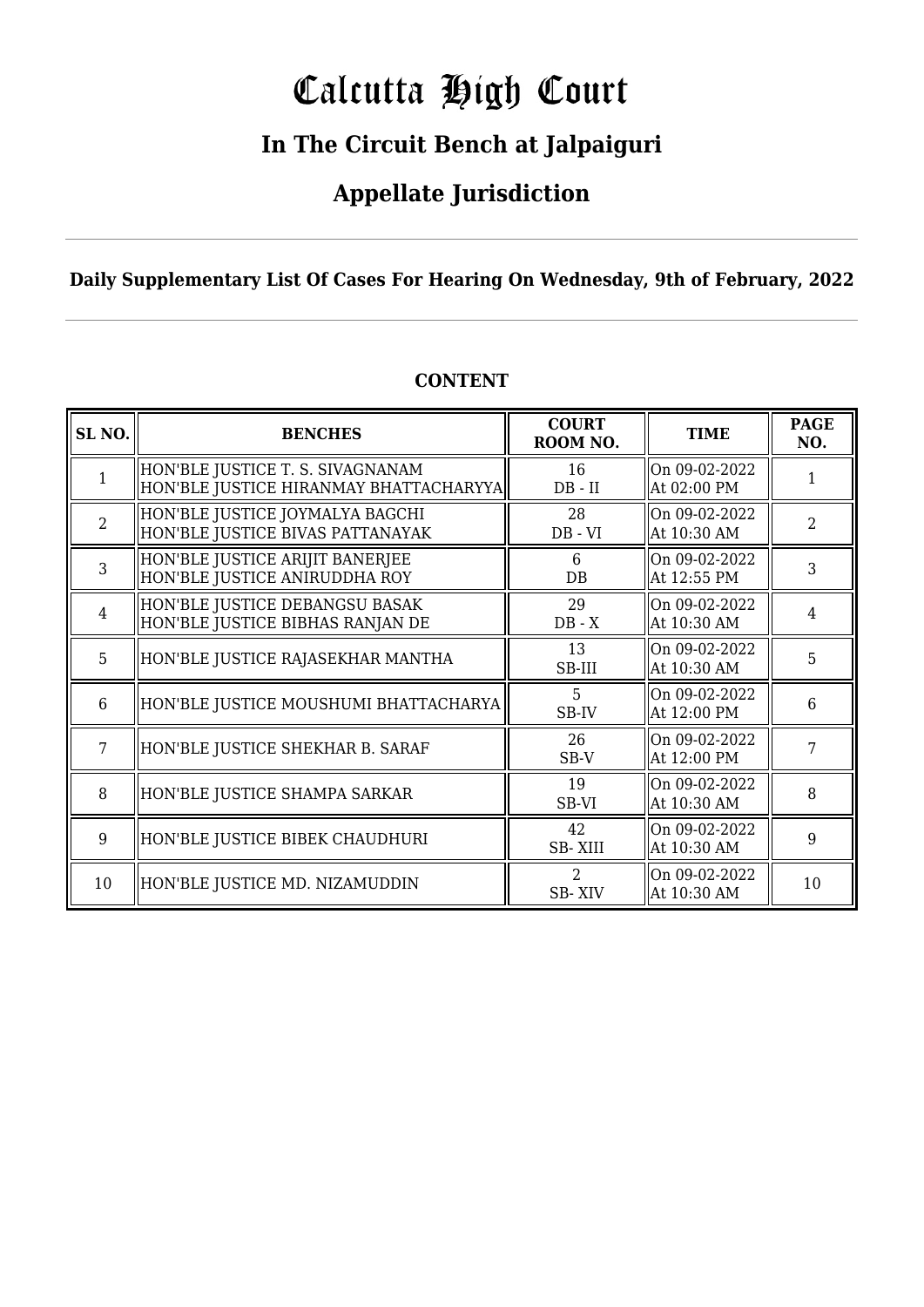# Calcutta High Court

## In The Circuit Bench at Jalpaiguri

## Appellate Jurisdiction

**Daily Supplementary List Of Cases For Hearing On Wednesday, 9th of February, 2022**

### CONTENT

| SL NO. | BENCHES | COURT ROOM NO. | TIME | PAGE NO. |
|---|---|---|---|---|
| 1 | HON'BLE JUSTICE T. S. SIVAGNANAM<br>HON'BLE JUSTICE HIRANMAY BHATTACHARYYA | 16<br>DB - II | On 09-02-2022<br>At 02:00 PM | 1 |
| 2 | HON'BLE JUSTICE JOYMALYA BAGCHI<br>HON'BLE JUSTICE BIVAS PATTANAYAK | 28<br>DB - VI | On 09-02-2022<br>At 10:30 AM | 2 |
| 3 | HON'BLE JUSTICE ARIJIT BANERJEE<br>HON'BLE JUSTICE ANIRUDDHA ROY | 6<br>DB | On 09-02-2022<br>At 12:55 PM | 3 |
| 4 | HON'BLE JUSTICE DEBANGSU BASAK<br>HON'BLE JUSTICE BIBHAS RANJAN DE | 29<br>DB - X | On 09-02-2022<br>At 10:30 AM | 4 |
| 5 | HON'BLE JUSTICE RAJASEKHAR MANTHA | 13<br>SB-III | On 09-02-2022<br>At 10:30 AM | 5 |
| 6 | HON'BLE JUSTICE MOUSHUMI BHATTACHARYA | 5<br>SB-IV | On 09-02-2022<br>At 12:00 PM | 6 |
| 7 | HON'BLE JUSTICE SHEKHAR B. SARAF | 26<br>SB-V | On 09-02-2022<br>At 12:00 PM | 7 |
| 8 | HON'BLE JUSTICE SHAMPA SARKAR | 19<br>SB-VI | On 09-02-2022<br>At 10:30 AM | 8 |
| 9 | HON'BLE JUSTICE BIBEK CHAUDHURI | 42<br>SB- XIII | On 09-02-2022<br>At 10:30 AM | 9 |
| 10 | HON'BLE JUSTICE MD. NIZAMUDDIN | 2<br>SB- XIV | On 09-02-2022<br>At 10:30 AM | 10 |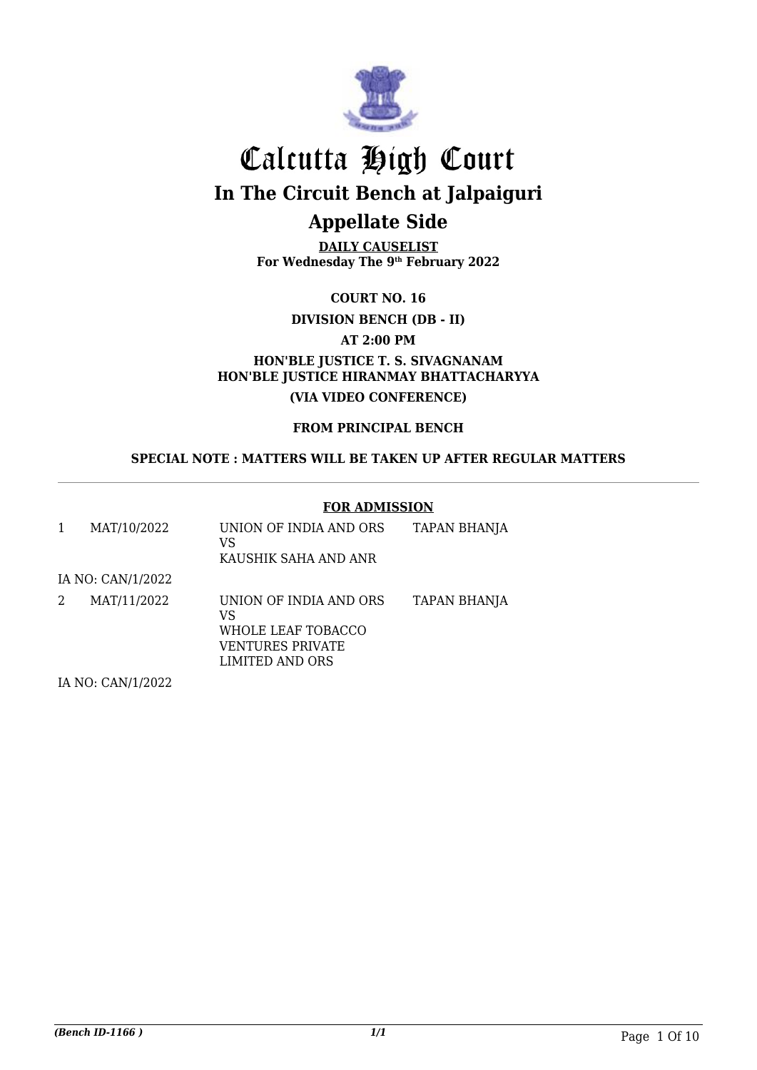# Calcutta High Court

## In The Circuit Bench at Jalpaiguri

## Appellate Side

**DAILY CAUSELIST**
**For Wednesday The 9th February 2022**

**COURT NO. 16**

**DIVISION BENCH (DB - II)**

**AT 2:00 PM**

**HON'BLE JUSTICE T. S. SIVAGNANAM**
**HON'BLE JUSTICE HIRANMAY BHATTACHARYYA**

**(VIA VIDEO CONFERENCE)**

**FROM PRINCIPAL BENCH**

**SPECIAL NOTE : MATTERS WILL BE TAKEN UP AFTER REGULAR MATTERS**

**FOR ADMISSION**

| | | | |
|---|---|---|---|
| 1 | MAT/10/2022 | UNION OF INDIA AND ORS VS KAUSHIK SAHA AND ANR | TAPAN BHANJA |
| IA NO: CAN/1/2022 | | | |
| 2 | MAT/11/2022 | UNION OF INDIA AND ORS VS WHOLE LEAF TOBACCO VENTURES PRIVATE LIMITED AND ORS | TAPAN BHANJA |
| IA NO: CAN/1/2022 | | | |

*(Bench ID-1166 )*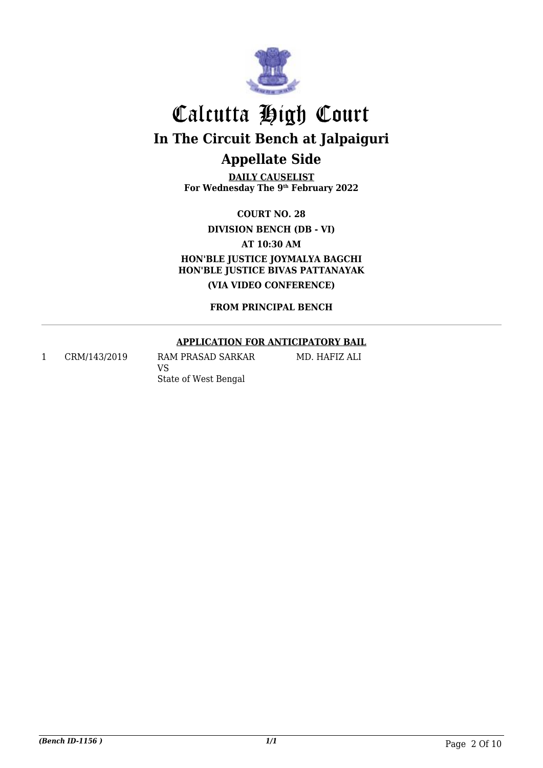# Calcutta High Court

## In The Circuit Bench at Jalpaiguri

## Appellate Side

**DAILY CAUSELIST**
**For Wednesday The 9th February 2022**

**COURT NO. 28**

**DIVISION BENCH (DB - VI)**

**AT 10:30 AM**

**HON'BLE JUSTICE JOYMALYA BAGCHI**
**HON'BLE JUSTICE BIVAS PATTANAYAK**

**(VIA VIDEO CONFERENCE)**

**FROM PRINCIPAL BENCH**

**APPLICATION FOR ANTICIPATORY BAIL**

| | | | |
|---|---|---|---|
| 1 | CRM/143/2019 | RAM PRASAD SARKAR<br>VS<br>State of West Bengal | MD. HAFIZ ALI |

*(Bench ID-1156 )*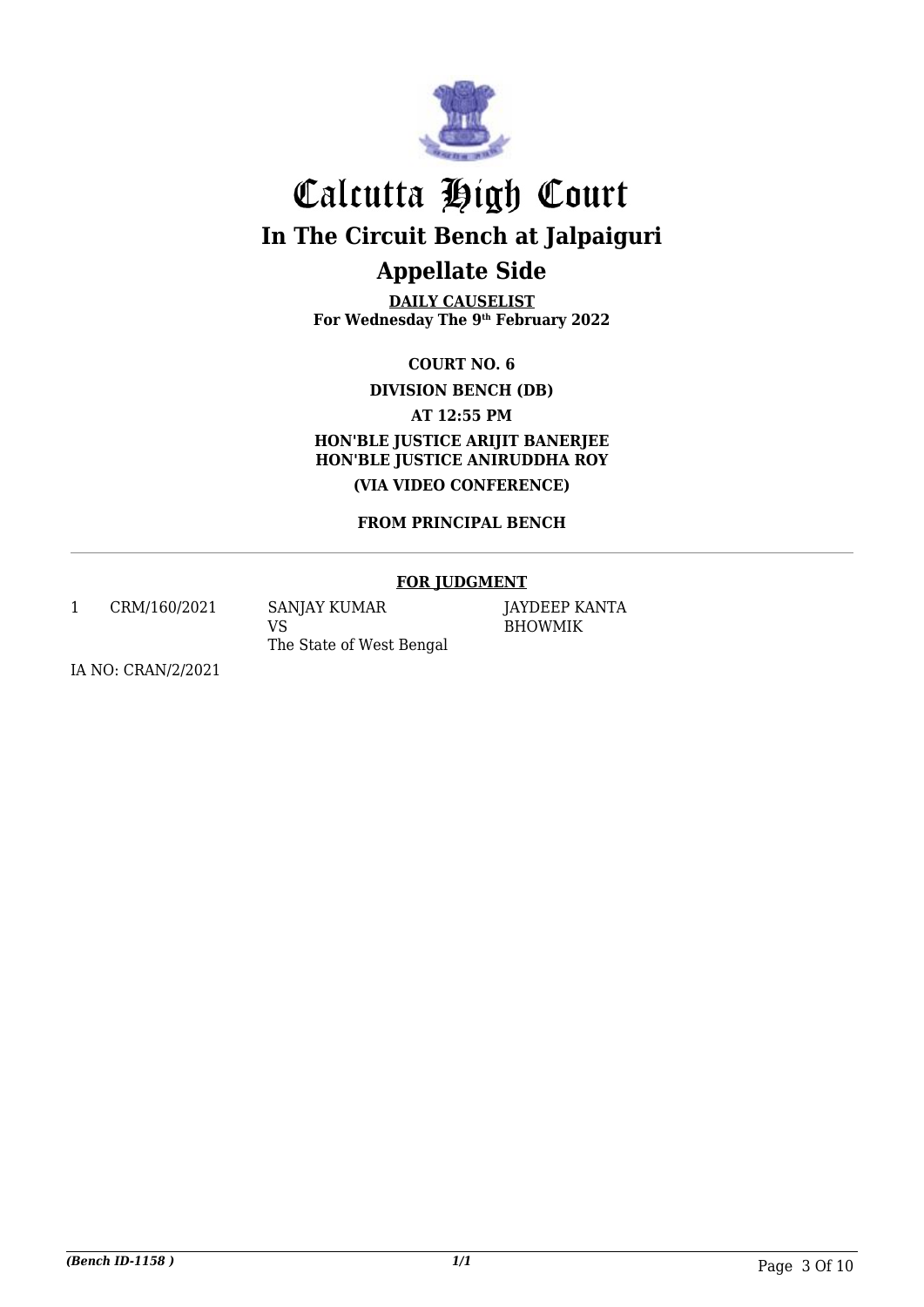# Calcutta High Court

## In The Circuit Bench at Jalpaiguri

## Appellate Side

**DAILY CAUSELIST**
**For Wednesday The 9th February 2022**

**COURT NO. 6**

**DIVISION BENCH (DB)**

**AT 12:55 PM**

**HON'BLE JUSTICE ARIJIT BANERJEE**
**HON'BLE JUSTICE ANIRUDDHA ROY**

**(VIA VIDEO CONFERENCE)**

**FROM PRINCIPAL BENCH**

---

**FOR JUDGMENT**

| | | | |
|---|---|---|---|
| 1 | CRM/160/2021 | SANJAY KUMAR VS The State of West Bengal | JAYDEEP KANTA BHOWMIK |

IA NO: CRAN/2/2021

*(Bench ID-1158 )* *1/1*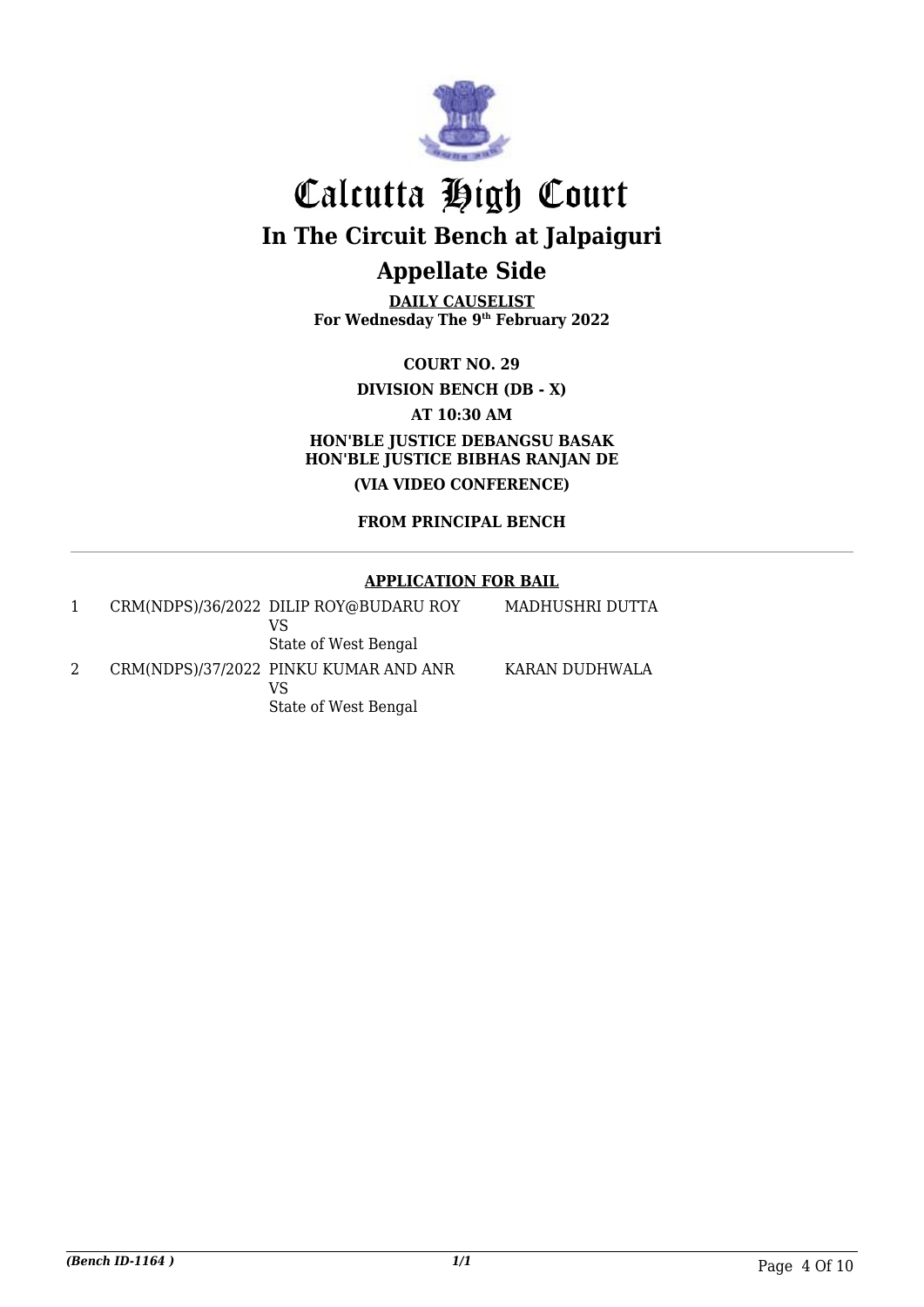# Calcutta High Court

## In The Circuit Bench at Jalpaiguri

## Appellate Side

**DAILY CAUSELIST**
**For Wednesday The 9th February 2022**

**COURT NO. 29**

**DIVISION BENCH (DB - X)**

**AT 10:30 AM**

**HON'BLE JUSTICE DEBANGSU BASAK**
**HON'BLE JUSTICE BIBHAS RANJAN DE**

**(VIA VIDEO CONFERENCE)**

**FROM PRINCIPAL BENCH**

**APPLICATION FOR BAIL**

| | | | |
|---|---|---|---|
| 1 | CRM(NDPS)/36/2022 | DILIP ROY@BUDARU ROY<br>VS<br>State of West Bengal | MADHUSHRI DUTTA |
| 2 | CRM(NDPS)/37/2022 | PINKU KUMAR AND ANR<br>VS<br>State of West Bengal | KARAN DUDHWALA |

*(Bench ID-1164 )*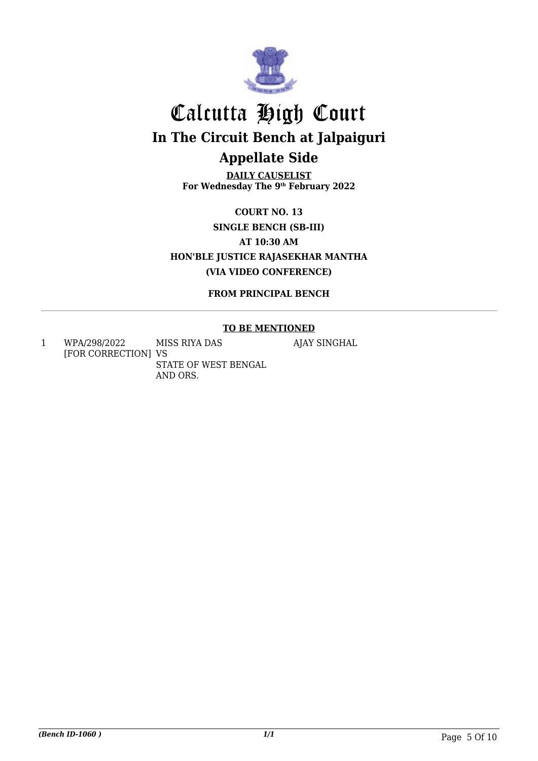# Calcutta High Court

## In The Circuit Bench at Jalpaiguri

## Appellate Side

**DAILY CAUSELIST**
**For Wednesday The 9th February 2022**

**COURT NO. 13**

**SINGLE BENCH (SB-III)**

**AT 10:30 AM**

**HON'BLE JUSTICE RAJASEKHAR MANTHA**

**(VIA VIDEO CONFERENCE)**

**FROM PRINCIPAL BENCH**

---

**TO BE MENTIONED**

| | | | |
|---|---|---|---|
| 1 | WPA/298/2022 [FOR CORRECTION] | MISS RIYA DAS VS STATE OF WEST BENGAL AND ORS. | AJAY SINGHAL |

*(Bench ID-1060 )*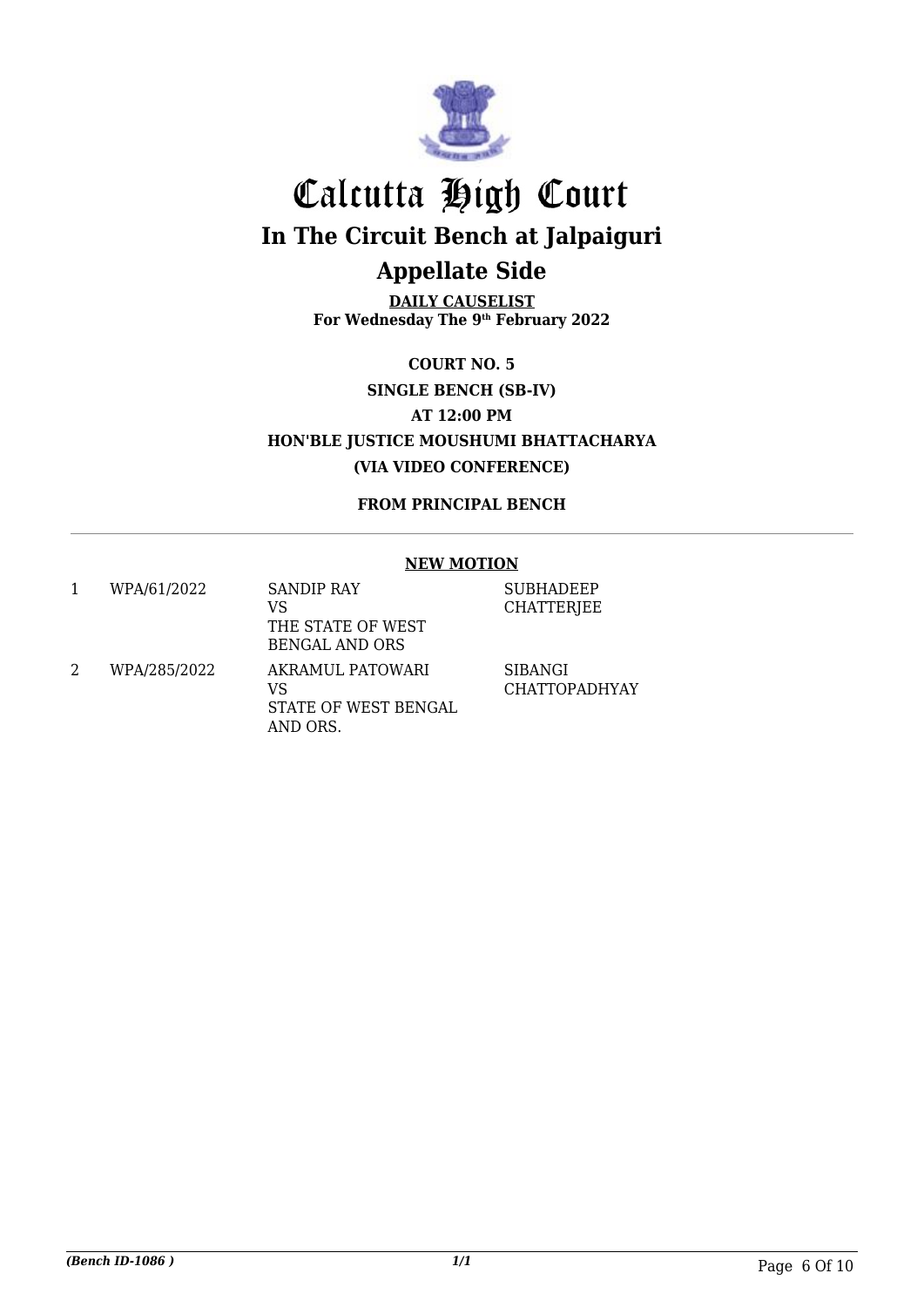# Calcutta High Court

## In The Circuit Bench at Jalpaiguri

## Appellate Side

**DAILY CAUSELIST**
**For Wednesday The 9th February 2022**

**COURT NO. 5**

**SINGLE BENCH (SB-IV)**

**AT 12:00 PM**

**HON'BLE JUSTICE MOUSHUMI BHATTACHARYA**

**(VIA VIDEO CONFERENCE)**

**FROM PRINCIPAL BENCH**

**NEW MOTION**

| | | | |
|---|---|---|---|
| 1 | WPA/61/2022 | SANDIP RAY<br>VS<br>THE STATE OF WEST BENGAL AND ORS | SUBHADEEP CHATTERJEE |
| 2 | WPA/285/2022 | AKRAMUL PATOWARI<br>VS<br>STATE OF WEST BENGAL AND ORS. | SIBANGI CHATTOPADHYAY |

*(Bench ID-1086 )*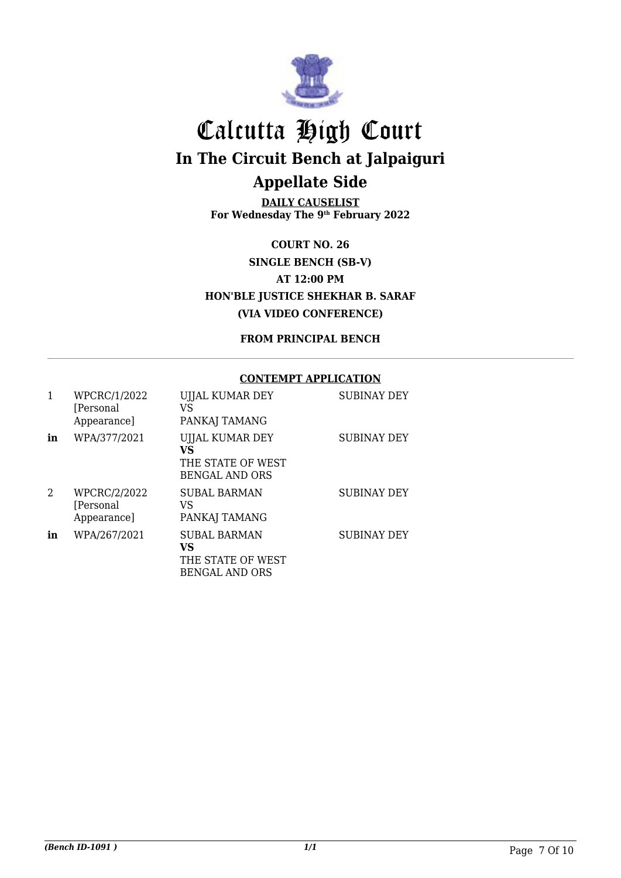# Calcutta High Court

## In The Circuit Bench at Jalpaiguri

## Appellate Side

**DAILY CAUSELIST**
**For Wednesday The 9th February 2022**

**COURT NO. 26**
**SINGLE BENCH (SB-V)**
**AT 12:00 PM**
**HON'BLE JUSTICE SHEKHAR B. SARAF**
**(VIA VIDEO CONFERENCE)**

**FROM PRINCIPAL BENCH**

**CONTEMPT APPLICATION**

| | | | |
|---|---|---|---|
| 1 | WPCRC/1/2022 [Personal Appearance] | UJJAL KUMAR DEY VS PANKAJ TAMANG | SUBINAY DEY |
| **in** | WPA/377/2021 | UJJAL KUMAR DEY **VS** THE STATE OF WEST BENGAL AND ORS | SUBINAY DEY |
| 2 | WPCRC/2/2022 [Personal Appearance] | SUBAL BARMAN VS PANKAJ TAMANG | SUBINAY DEY |
| **in** | WPA/267/2021 | SUBAL BARMAN **VS** THE STATE OF WEST BENGAL AND ORS | SUBINAY DEY |

*(Bench ID-1091 )* *1/1*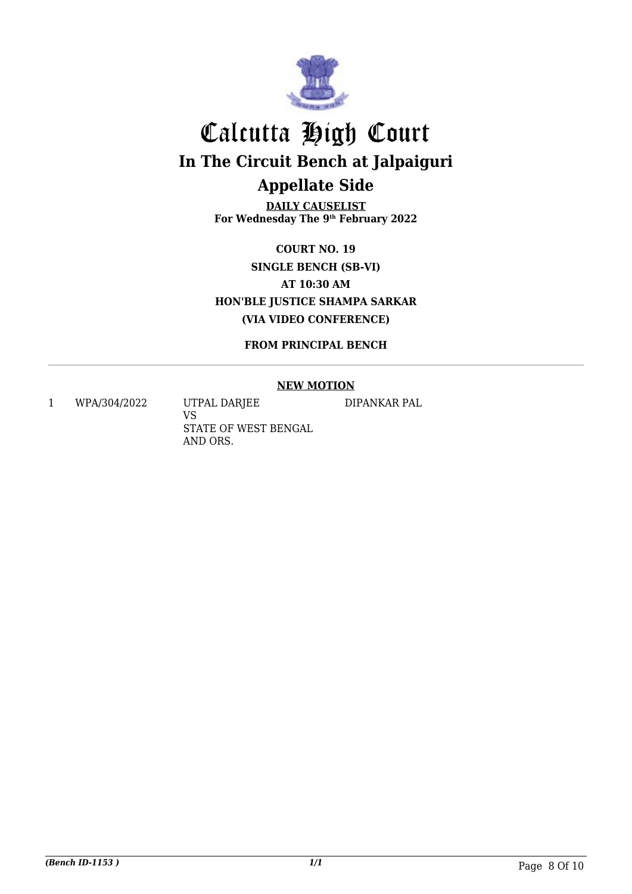# Calcutta High Court

## In The Circuit Bench at Jalpaiguri

## Appellate Side

**DAILY CAUSELIST**
**For Wednesday The 9th February 2022**

**COURT NO. 19**

**SINGLE BENCH (SB-VI)**

**AT 10:30 AM**

**HON'BLE JUSTICE SHAMPA SARKAR**

**(VIA VIDEO CONFERENCE)**

**FROM PRINCIPAL BENCH**

---

**NEW MOTION**

| | | | |
|---|---|---|---|
| 1 | WPA/304/2022 | UTPAL DARJEE<br>VS<br>STATE OF WEST BENGAL AND ORS. | DIPANKAR PAL |

*(Bench ID-1153 )* 1/1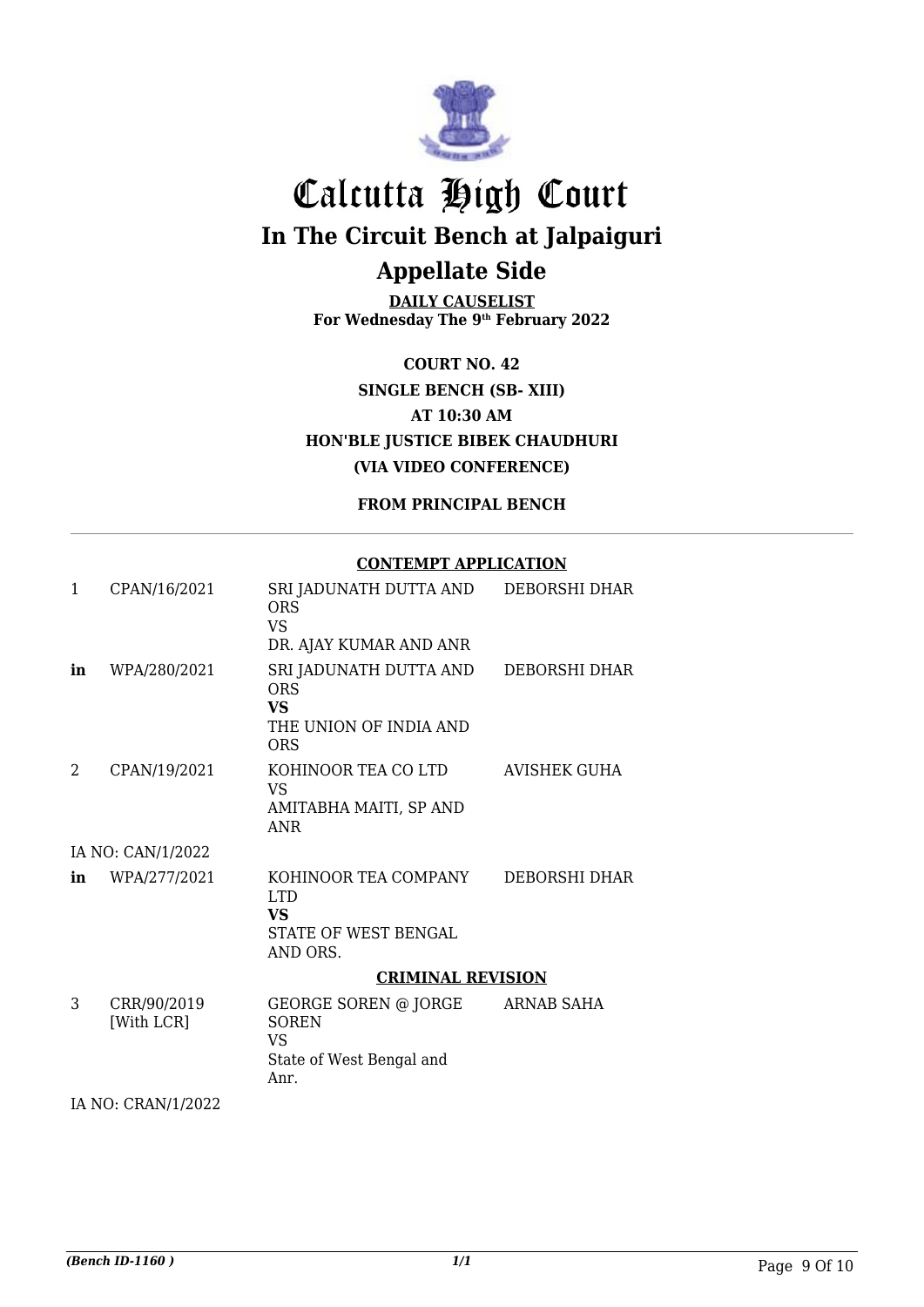# Calcutta High Court

## In The Circuit Bench at Jalpaiguri

## Appellate Side

**DAILY CAUSELIST**
**For Wednesday The 9th February 2022**

**COURT NO. 42**
**SINGLE BENCH (SB- XIII)**
**AT 10:30 AM**
**HON'BLE JUSTICE BIBEK CHAUDHURI**
**(VIA VIDEO CONFERENCE)**

**FROM PRINCIPAL BENCH**

### CONTEMPT APPLICATION

| | | | |
|---|---|---|---|
| 1 | CPAN/16/2021 | SRI JADUNATH DUTTA AND ORS VS DR. AJAY KUMAR AND ANR | DEBORSHI DHAR |
| **in** | WPA/280/2021 | SRI JADUNATH DUTTA AND ORS **VS** THE UNION OF INDIA AND ORS | DEBORSHI DHAR |
| 2 | CPAN/19/2021 | KOHINOOR TEA CO LTD VS AMITABHA MAITI, SP AND ANR | AVISHEK GUHA |
| IA NO: CAN/1/2022 | | | |
| **in** | WPA/277/2021 | KOHINOOR TEA COMPANY LTD **VS** STATE OF WEST BENGAL AND ORS. | DEBORSHI DHAR |

### CRIMINAL REVISION

| | | | |
|---|---|---|---|
| 3 | CRR/90/2019 [With LCR] | GEORGE SOREN @ JORGE SOREN VS State of West Bengal and Anr. | ARNAB SAHA |
| IA NO: CRAN/1/2022 | | | |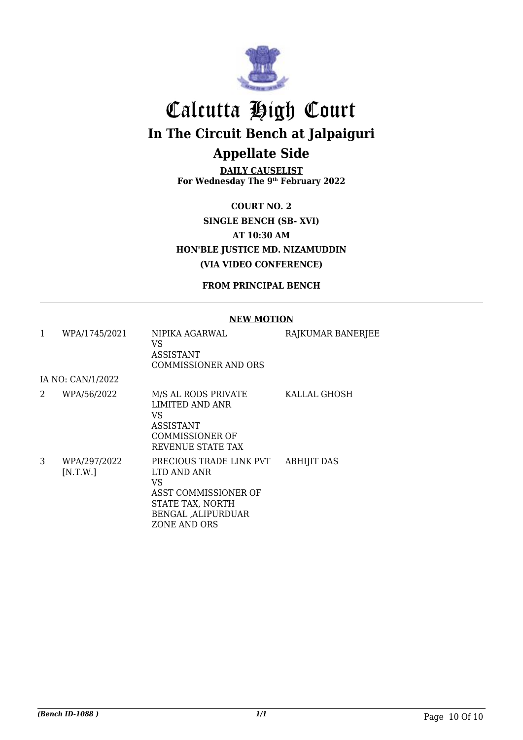# Calcutta High Court

## In The Circuit Bench at Jalpaiguri

## Appellate Side

**DAILY CAUSELIST**
**For Wednesday The 9th February 2022**

**COURT NO. 2**
**SINGLE BENCH (SB- XVI)**
**AT 10:30 AM**
**HON'BLE JUSTICE MD. NIZAMUDDIN**
**(VIA VIDEO CONFERENCE)**

**FROM PRINCIPAL BENCH**

**NEW MOTION**

| | | | |
|---|---|---|---|
| 1 | WPA/1745/2021 | NIPIKA AGARWAL VS ASSISTANT COMMISSIONER AND ORS | RAJKUMAR BANERJEE |
| IA NO: CAN/1/2022 | | | |
| 2 | WPA/56/2022 | M/S AL RODS PRIVATE LIMITED AND ANR VS ASSISTANT COMMISSIONER OF REVENUE STATE TAX | KALLAL GHOSH |
| 3 | WPA/297/2022 [N.T.W.] | PRECIOUS TRADE LINK PVT LTD AND ANR VS ASST COMMISSIONER OF STATE TAX, NORTH BENGAL ,ALIPURDUAR ZONE AND ORS | ABHIJIT DAS |

*(Bench ID-1088 )*